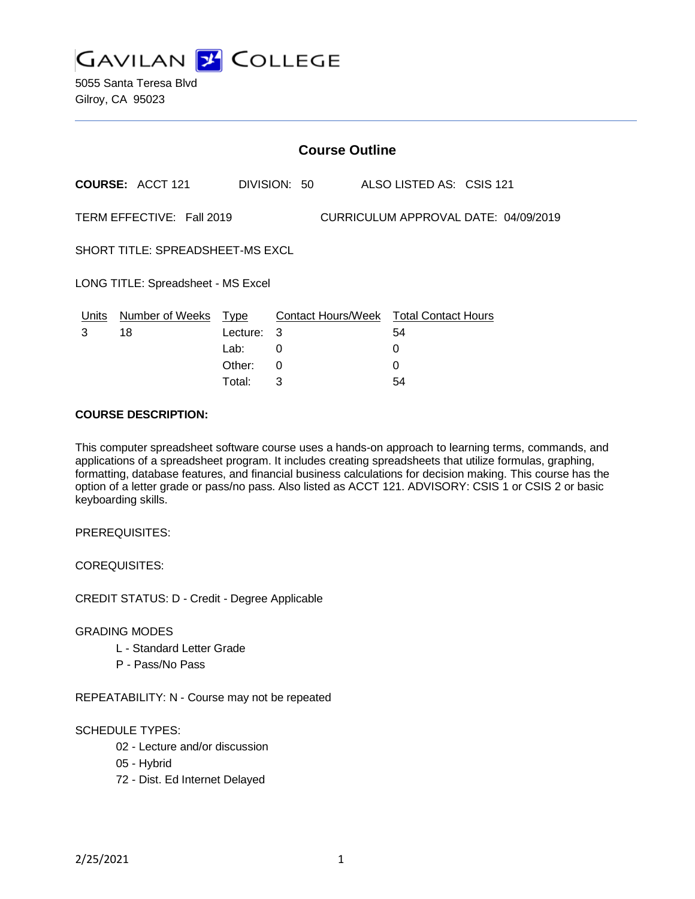GAVILAN COLLEGE

5055 Santa Teresa Blvd
Gilroy, CA 95023

## Course Outline

**COURSE:** ACCT 121 DIVISION: 50 ALSO LISTED AS: CSIS 121

TERM EFFECTIVE: Fall 2019 CURRICULUM APPROVAL DATE: 04/09/2019

SHORT TITLE: SPREADSHEET-MS EXCL

LONG TITLE: Spreadsheet - MS Excel

| Units | Number of Weeks | Type | Contact Hours/Week | Total Contact Hours |
|---|---|---|---|---|
| 3 | 18 | Lecture: | 3 | 54 |
| | | Lab: | 0 | 0 |
| | | Other: | 0 | 0 |
| | | Total: | 3 | 54 |

**COURSE DESCRIPTION:**

This computer spreadsheet software course uses a hands-on approach to learning terms, commands, and applications of a spreadsheet program. It includes creating spreadsheets that utilize formulas, graphing, formatting, database features, and financial business calculations for decision making. This course has the option of a letter grade or pass/no pass. Also listed as ACCT 121. ADVISORY: CSIS 1 or CSIS 2 or basic keyboarding skills.

PREREQUISITES:

COREQUISITES:

CREDIT STATUS: D - Credit - Degree Applicable

GRADING MODES

- L - Standard Letter Grade
- P - Pass/No Pass

REPEATABILITY: N - Course may not be repeated

SCHEDULE TYPES:

- 02 - Lecture and/or discussion
- 05 - Hybrid
- 72 - Dist. Ed Internet Delayed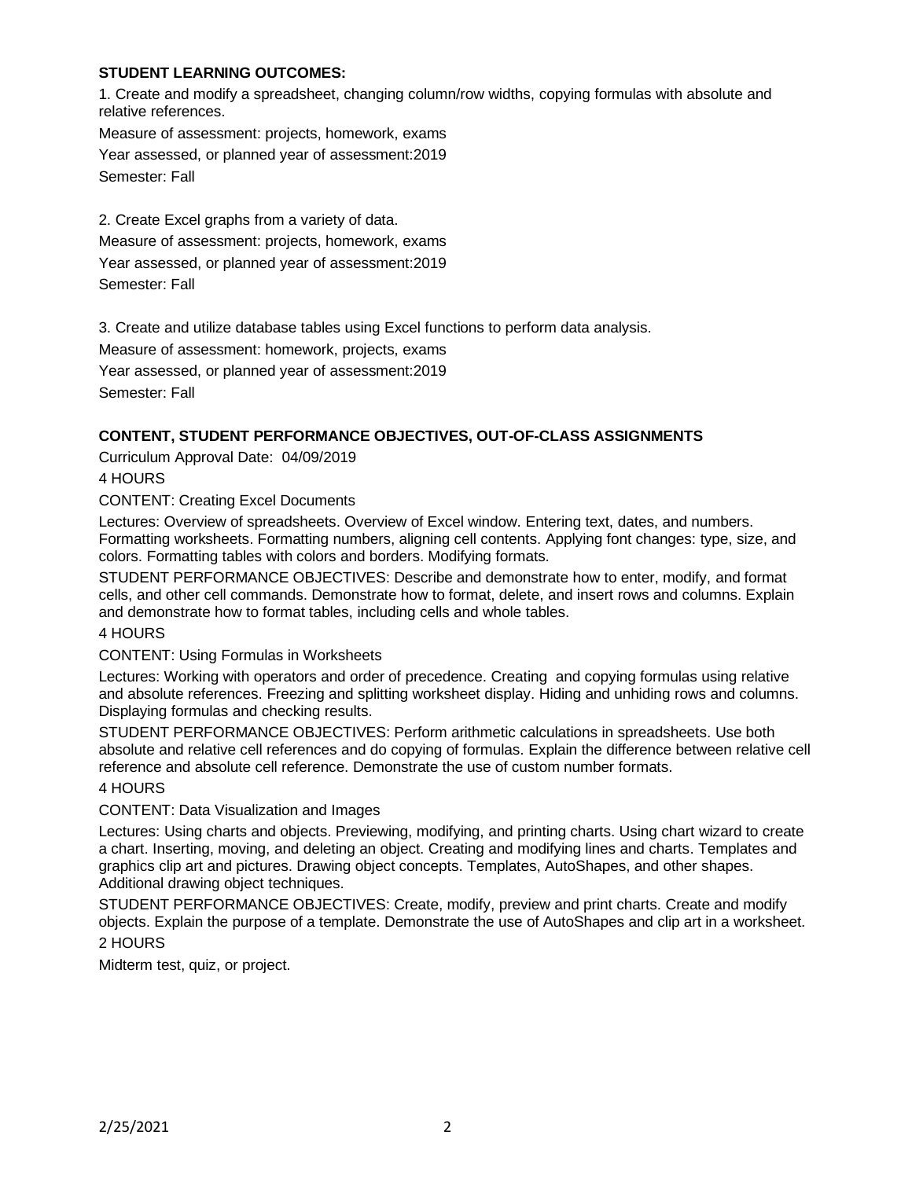**STUDENT LEARNING OUTCOMES:**

1. Create and modify a spreadsheet, changing column/row widths, copying formulas with absolute and relative references.

Measure of assessment: projects, homework, exams

Year assessed, or planned year of assessment:2019

Semester: Fall

2. Create Excel graphs from a variety of data.

Measure of assessment: projects, homework, exams

Year assessed, or planned year of assessment:2019

Semester: Fall

3. Create and utilize database tables using Excel functions to perform data analysis.

Measure of assessment: homework, projects, exams

Year assessed, or planned year of assessment:2019

Semester: Fall

**CONTENT, STUDENT PERFORMANCE OBJECTIVES, OUT-OF-CLASS ASSIGNMENTS**

Curriculum Approval Date: 04/09/2019

4 HOURS

CONTENT: Creating Excel Documents

Lectures: Overview of spreadsheets. Overview of Excel window. Entering text, dates, and numbers. Formatting worksheets. Formatting numbers, aligning cell contents. Applying font changes: type, size, and colors. Formatting tables with colors and borders. Modifying formats.

STUDENT PERFORMANCE OBJECTIVES: Describe and demonstrate how to enter, modify, and format cells, and other cell commands. Demonstrate how to format, delete, and insert rows and columns. Explain and demonstrate how to format tables, including cells and whole tables.

4 HOURS

CONTENT: Using Formulas in Worksheets

Lectures: Working with operators and order of precedence. Creating and copying formulas using relative and absolute references. Freezing and splitting worksheet display. Hiding and unhiding rows and columns. Displaying formulas and checking results.

STUDENT PERFORMANCE OBJECTIVES: Perform arithmetic calculations in spreadsheets. Use both absolute and relative cell references and do copying of formulas. Explain the difference between relative cell reference and absolute cell reference. Demonstrate the use of custom number formats.

4 HOURS

CONTENT: Data Visualization and Images

Lectures: Using charts and objects. Previewing, modifying, and printing charts. Using chart wizard to create a chart. Inserting, moving, and deleting an object. Creating and modifying lines and charts. Templates and graphics clip art and pictures. Drawing object concepts. Templates, AutoShapes, and other shapes. Additional drawing object techniques.

STUDENT PERFORMANCE OBJECTIVES: Create, modify, preview and print charts. Create and modify objects. Explain the purpose of a template. Demonstrate the use of AutoShapes and clip art in a worksheet.

2 HOURS

Midterm test, quiz, or project.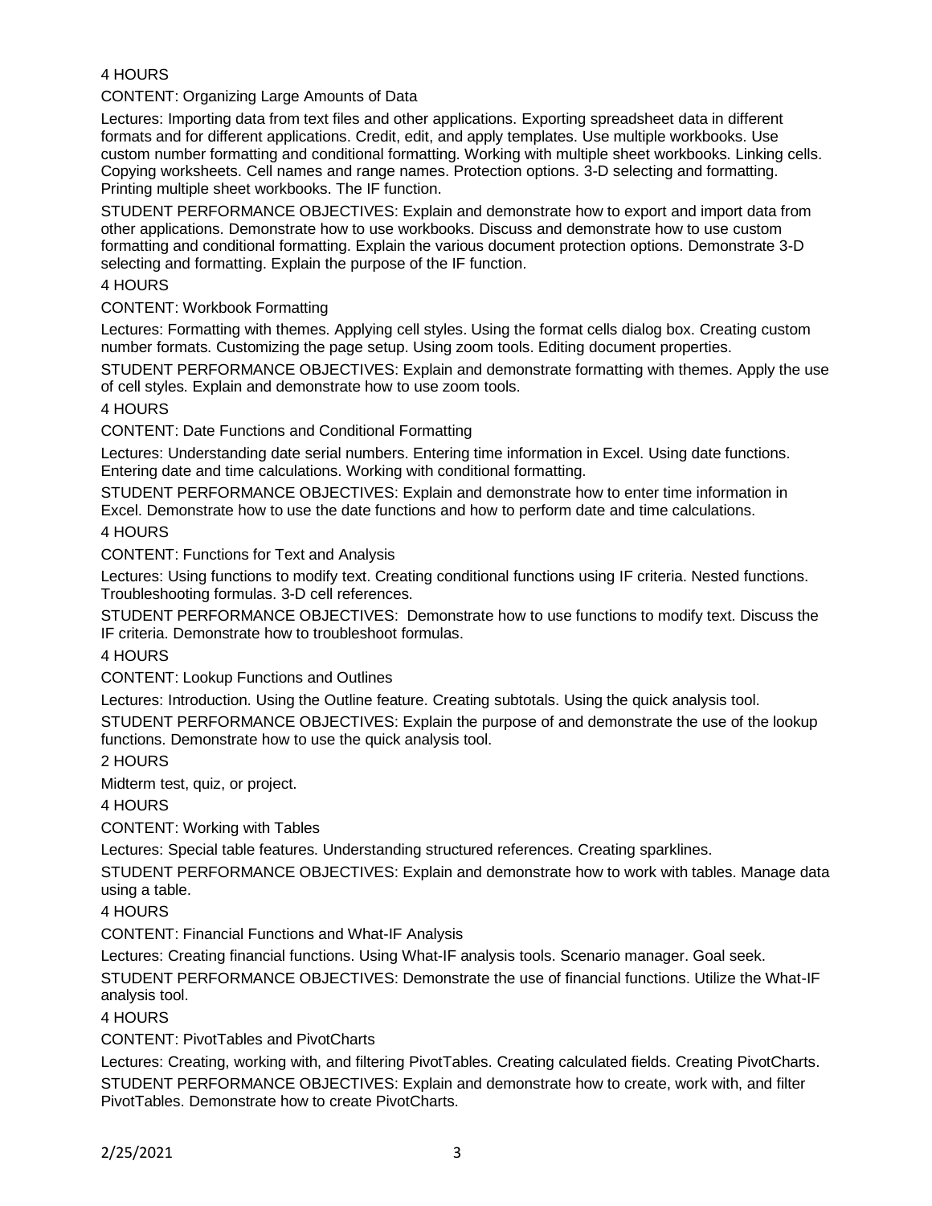4 HOURS

CONTENT: Organizing Large Amounts of Data

Lectures: Importing data from text files and other applications. Exporting spreadsheet data in different formats and for different applications. Credit, edit, and apply templates. Use multiple workbooks. Use custom number formatting and conditional formatting. Working with multiple sheet workbooks. Linking cells. Copying worksheets. Cell names and range names. Protection options. 3-D selecting and formatting. Printing multiple sheet workbooks. The IF function.

STUDENT PERFORMANCE OBJECTIVES: Explain and demonstrate how to export and import data from other applications. Demonstrate how to use workbooks. Discuss and demonstrate how to use custom formatting and conditional formatting. Explain the various document protection options. Demonstrate 3-D selecting and formatting. Explain the purpose of the IF function.

4 HOURS

CONTENT: Workbook Formatting

Lectures: Formatting with themes. Applying cell styles. Using the format cells dialog box. Creating custom number formats. Customizing the page setup. Using zoom tools. Editing document properties.

STUDENT PERFORMANCE OBJECTIVES: Explain and demonstrate formatting with themes. Apply the use of cell styles. Explain and demonstrate how to use zoom tools.

4 HOURS

CONTENT: Date Functions and Conditional Formatting

Lectures: Understanding date serial numbers. Entering time information in Excel. Using date functions. Entering date and time calculations. Working with conditional formatting.

STUDENT PERFORMANCE OBJECTIVES: Explain and demonstrate how to enter time information in Excel. Demonstrate how to use the date functions and how to perform date and time calculations.

4 HOURS

CONTENT: Functions for Text and Analysis

Lectures: Using functions to modify text. Creating conditional functions using IF criteria. Nested functions. Troubleshooting formulas. 3-D cell references.

STUDENT PERFORMANCE OBJECTIVES: Demonstrate how to use functions to modify text. Discuss the IF criteria. Demonstrate how to troubleshoot formulas.

4 HOURS

CONTENT: Lookup Functions and Outlines

Lectures: Introduction. Using the Outline feature. Creating subtotals. Using the quick analysis tool.

STUDENT PERFORMANCE OBJECTIVES: Explain the purpose of and demonstrate the use of the lookup functions. Demonstrate how to use the quick analysis tool.

2 HOURS

Midterm test, quiz, or project.

4 HOURS

CONTENT: Working with Tables

Lectures: Special table features. Understanding structured references. Creating sparklines.

STUDENT PERFORMANCE OBJECTIVES: Explain and demonstrate how to work with tables. Manage data using a table.

4 HOURS

CONTENT: Financial Functions and What-IF Analysis

Lectures: Creating financial functions. Using What-IF analysis tools. Scenario manager. Goal seek.

STUDENT PERFORMANCE OBJECTIVES: Demonstrate the use of financial functions. Utilize the What-IF analysis tool.

4 HOURS

CONTENT: PivotTables and PivotCharts

Lectures: Creating, working with, and filtering PivotTables. Creating calculated fields. Creating PivotCharts.

STUDENT PERFORMANCE OBJECTIVES: Explain and demonstrate how to create, work with, and filter PivotTables. Demonstrate how to create PivotCharts.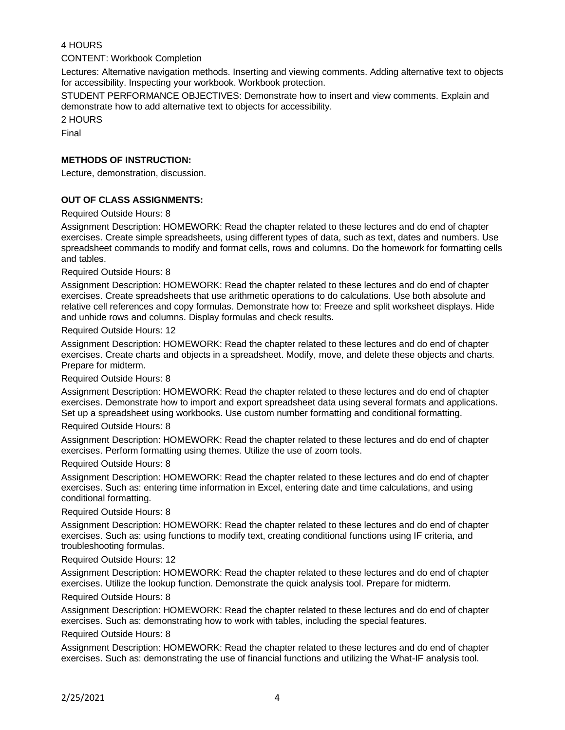4 HOURS

CONTENT: Workbook Completion

Lectures: Alternative navigation methods. Inserting and viewing comments. Adding alternative text to objects for accessibility. Inspecting your workbook. Workbook protection.

STUDENT PERFORMANCE OBJECTIVES: Demonstrate how to insert and view comments. Explain and demonstrate how to add alternative text to objects for accessibility.

2 HOURS

Final

**METHODS OF INSTRUCTION:**

Lecture, demonstration, discussion.

**OUT OF CLASS ASSIGNMENTS:**

Required Outside Hours: 8

Assignment Description: HOMEWORK: Read the chapter related to these lectures and do end of chapter exercises. Create simple spreadsheets, using different types of data, such as text, dates and numbers. Use spreadsheet commands to modify and format cells, rows and columns. Do the homework for formatting cells and tables.

Required Outside Hours: 8

Assignment Description: HOMEWORK: Read the chapter related to these lectures and do end of chapter exercises. Create spreadsheets that use arithmetic operations to do calculations. Use both absolute and relative cell references and copy formulas. Demonstrate how to: Freeze and split worksheet displays. Hide and unhide rows and columns. Display formulas and check results.

Required Outside Hours: 12

Assignment Description: HOMEWORK: Read the chapter related to these lectures and do end of chapter exercises. Create charts and objects in a spreadsheet. Modify, move, and delete these objects and charts. Prepare for midterm.

Required Outside Hours: 8

Assignment Description: HOMEWORK: Read the chapter related to these lectures and do end of chapter exercises. Demonstrate how to import and export spreadsheet data using several formats and applications. Set up a spreadsheet using workbooks. Use custom number formatting and conditional formatting.

Required Outside Hours: 8

Assignment Description: HOMEWORK: Read the chapter related to these lectures and do end of chapter exercises. Perform formatting using themes. Utilize the use of zoom tools.

Required Outside Hours: 8

Assignment Description: HOMEWORK: Read the chapter related to these lectures and do end of chapter exercises. Such as: entering time information in Excel, entering date and time calculations, and using conditional formatting.

Required Outside Hours: 8

Assignment Description: HOMEWORK: Read the chapter related to these lectures and do end of chapter exercises. Such as: using functions to modify text, creating conditional functions using IF criteria, and troubleshooting formulas.

Required Outside Hours: 12

Assignment Description: HOMEWORK: Read the chapter related to these lectures and do end of chapter exercises. Utilize the lookup function. Demonstrate the quick analysis tool. Prepare for midterm.

Required Outside Hours: 8

Assignment Description: HOMEWORK: Read the chapter related to these lectures and do end of chapter exercises. Such as: demonstrating how to work with tables, including the special features.

Required Outside Hours: 8

Assignment Description: HOMEWORK: Read the chapter related to these lectures and do end of chapter exercises. Such as: demonstrating the use of financial functions and utilizing the What-IF analysis tool.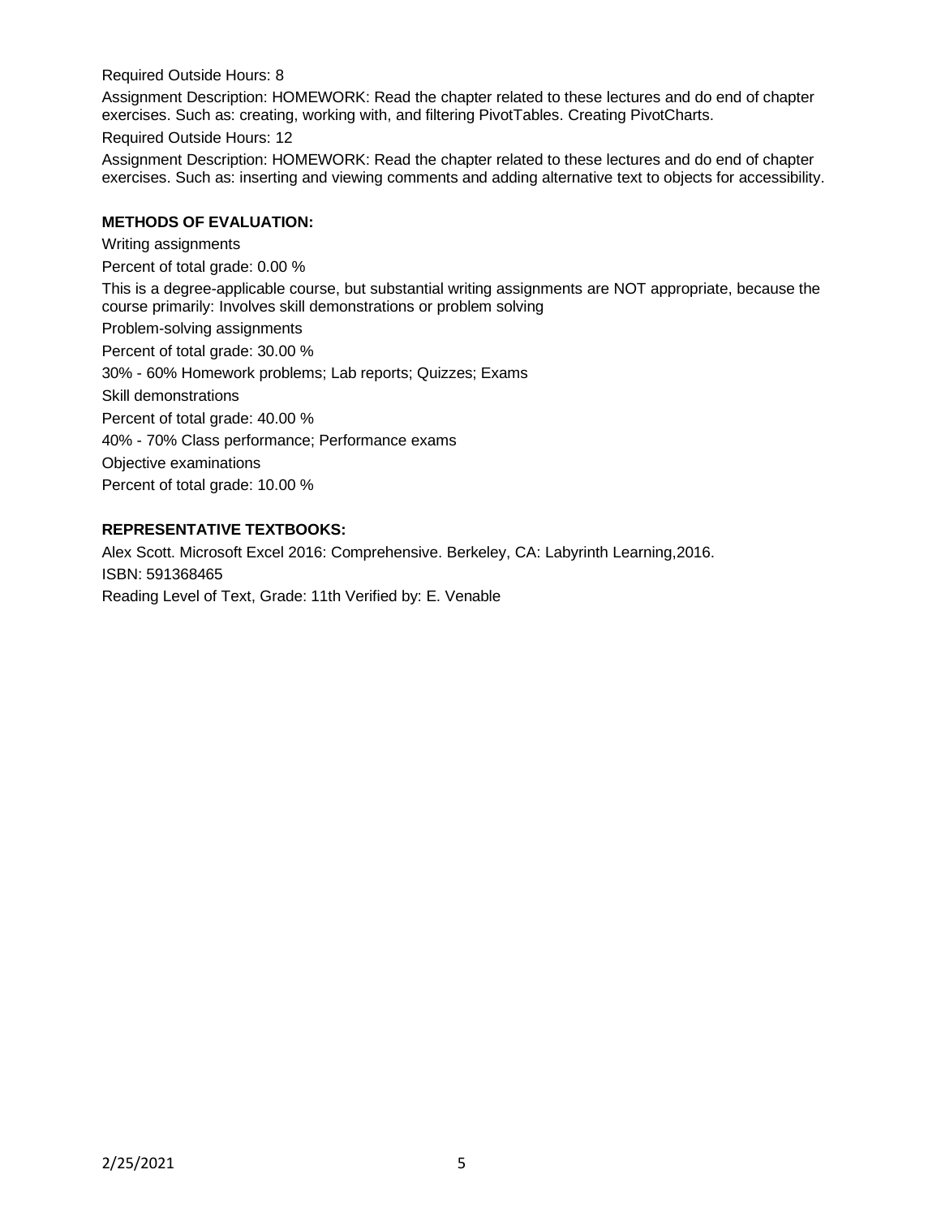Required Outside Hours: 8

Assignment Description: HOMEWORK: Read the chapter related to these lectures and do end of chapter exercises. Such as: creating, working with, and filtering PivotTables. Creating PivotCharts.

Required Outside Hours: 12

Assignment Description: HOMEWORK: Read the chapter related to these lectures and do end of chapter exercises. Such as: inserting and viewing comments and adding alternative text to objects for accessibility.

**METHODS OF EVALUATION:**

Writing assignments

Percent of total grade: 0.00 %

This is a degree-applicable course, but substantial writing assignments are NOT appropriate, because the course primarily: Involves skill demonstrations or problem solving

Problem-solving assignments

Percent of total grade: 30.00 %

30% - 60% Homework problems; Lab reports; Quizzes; Exams

Skill demonstrations

Percent of total grade: 40.00 %

40% - 70% Class performance; Performance exams

Objective examinations

Percent of total grade: 10.00 %

**REPRESENTATIVE TEXTBOOKS:**

Alex Scott. Microsoft Excel 2016: Comprehensive. Berkeley, CA: Labyrinth Learning,2016.

ISBN: 591368465

Reading Level of Text, Grade: 11th Verified by: E. Venable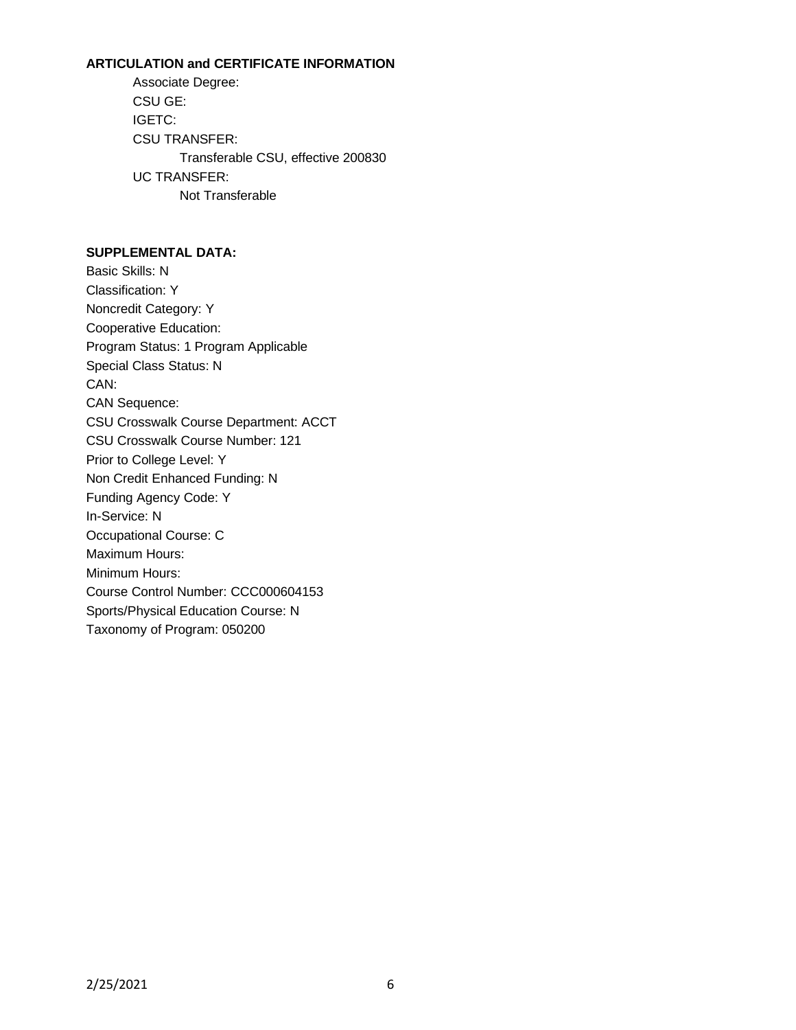**ARTICULATION and CERTIFICATE INFORMATION**

Associate Degree:

CSU GE:

IGETC:

CSU TRANSFER:

Transferable CSU, effective 200830

UC TRANSFER:

Not Transferable

**SUPPLEMENTAL DATA:**

Basic Skills: N

Classification: Y

Noncredit Category: Y

Cooperative Education:

Program Status: 1 Program Applicable

Special Class Status: N

CAN:

CAN Sequence:

CSU Crosswalk Course Department: ACCT

CSU Crosswalk Course Number: 121

Prior to College Level: Y

Non Credit Enhanced Funding: N

Funding Agency Code: Y

In-Service: N

Occupational Course: C

Maximum Hours:

Minimum Hours:

Course Control Number: CCC000604153

Sports/Physical Education Course: N

Taxonomy of Program: 050200